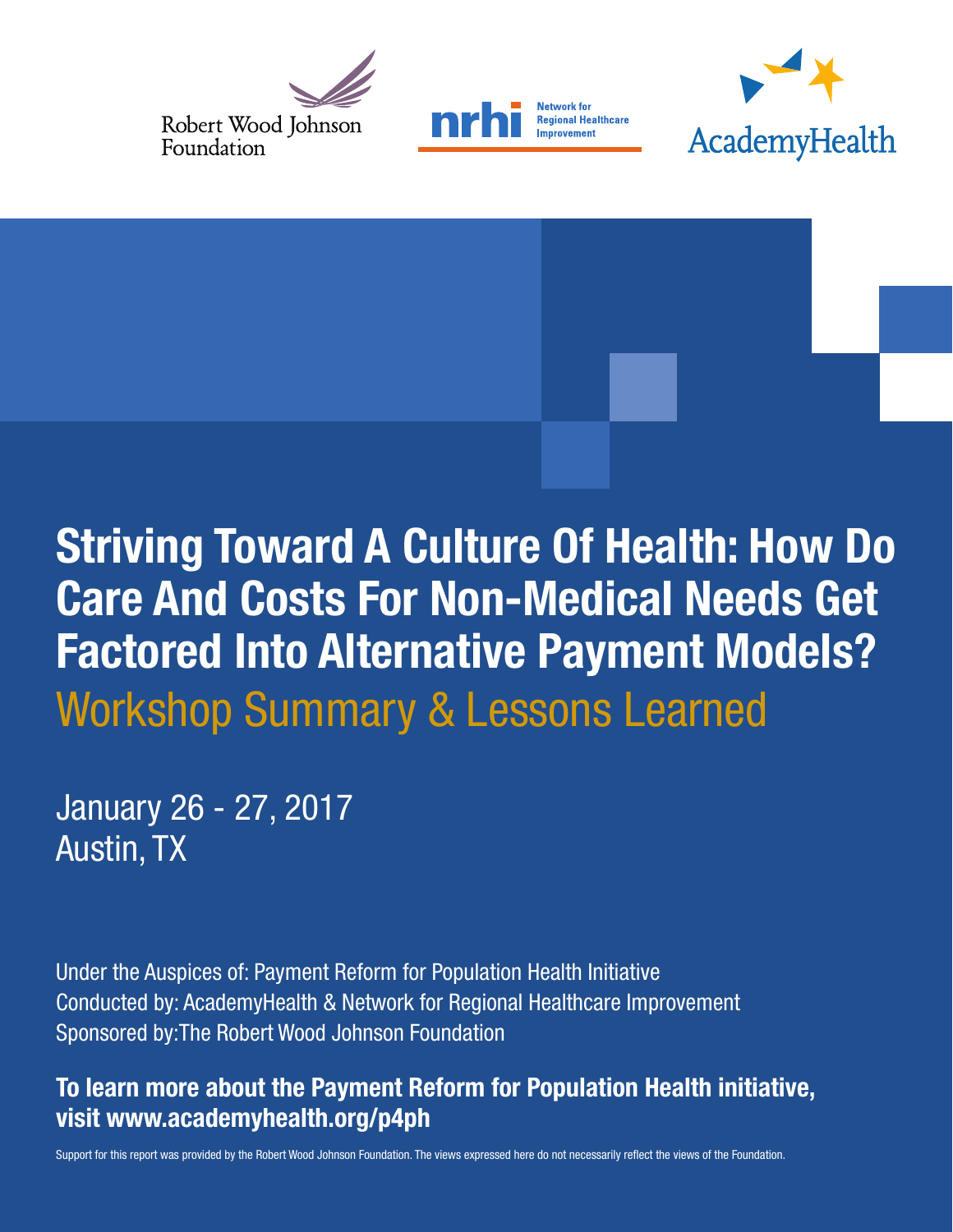Robert Wood Johnson Foundation

nrhi Network for Regional Healthcare Improvement

AcademyHealth

# Striving Toward A Culture Of Health: How Do Care And Costs For Non-Medical Needs Get Factored Into Alternative Payment Models?

## Workshop Summary & Lessons Learned

January 26 - 27, 2017
Austin, TX

Under the Auspices of: Payment Reform for Population Health Initiative
Conducted by: AcademyHealth & Network for Regional Healthcare Improvement
Sponsored by:The Robert Wood Johnson Foundation

**To learn more about the Payment Reform for Population Health initiative, visit www.academyhealth.org/p4ph**

Support for this report was provided by the Robert Wood Johnson Foundation. The views expressed here do not necessarily reflect the views of the Foundation.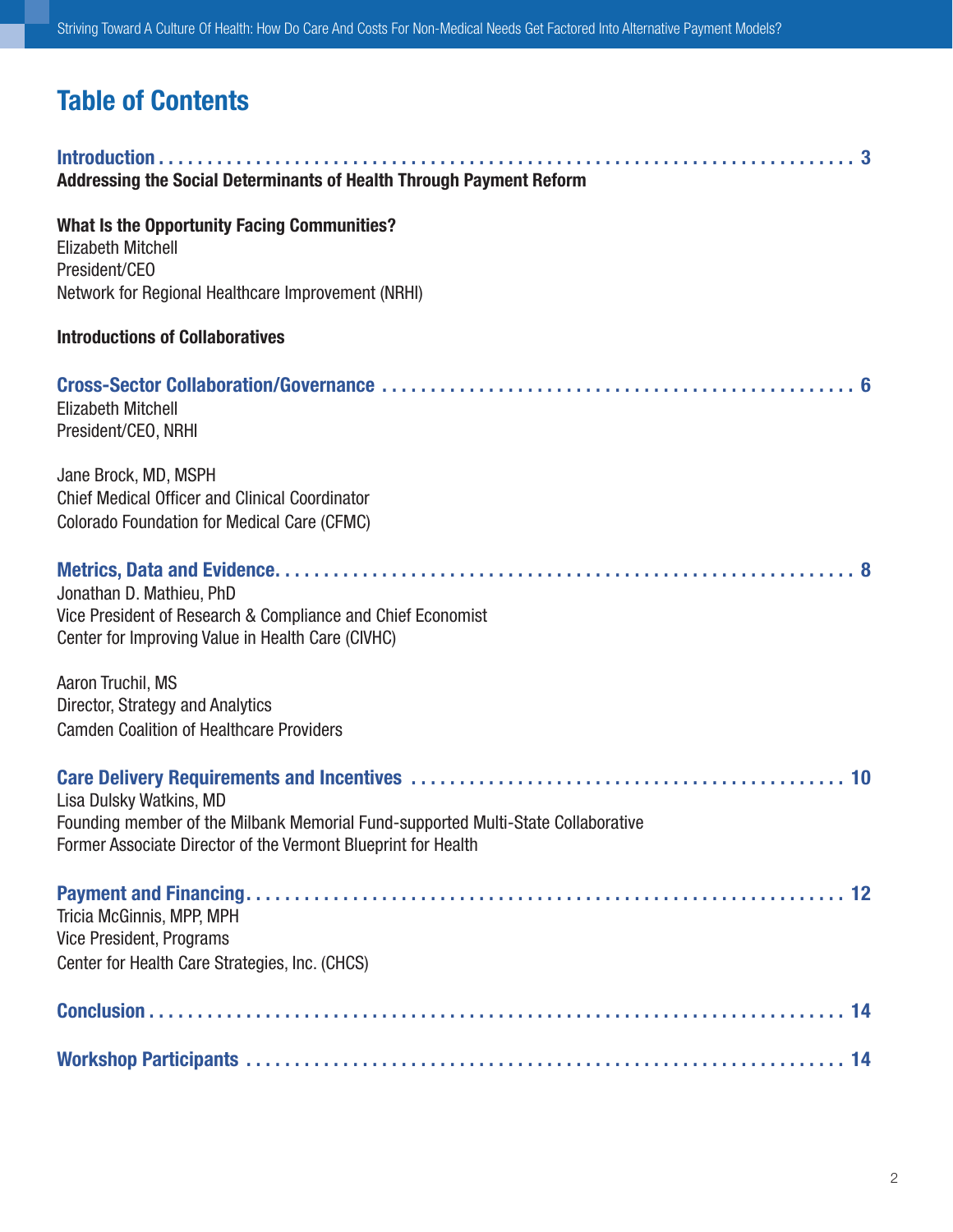# Table of Contents

**Introduction** . . . . . 3

**Addressing the Social Determinants of Health Through Payment Reform**

**What Is the Opportunity Facing Communities?**
Elizabeth Mitchell
President/CEO
Network for Regional Healthcare Improvement (NRHI)

**Introductions of Collaboratives**

**Cross-Sector Collaboration/Governance** . . . . . 6

Elizabeth Mitchell
President/CEO, NRHI

Jane Brock, MD, MSPH
Chief Medical Officer and Clinical Coordinator
Colorado Foundation for Medical Care (CFMC)

**Metrics, Data and Evidence** . . . . . 8

Jonathan D. Mathieu, PhD
Vice President of Research & Compliance and Chief Economist
Center for Improving Value in Health Care (CIVHC)

Aaron Truchil, MS
Director, Strategy and Analytics
Camden Coalition of Healthcare Providers

**Care Delivery Requirements and Incentives** . . . . . 10

Lisa Dulsky Watkins, MD
Founding member of the Milbank Memorial Fund-supported Multi-State Collaborative
Former Associate Director of the Vermont Blueprint for Health

**Payment and Financing** . . . . . 12

Tricia McGinnis, MPP, MPH
Vice President, Programs
Center for Health Care Strategies, Inc. (CHCS)

**Conclusion** . . . . . 14

**Workshop Participants** . . . . . 14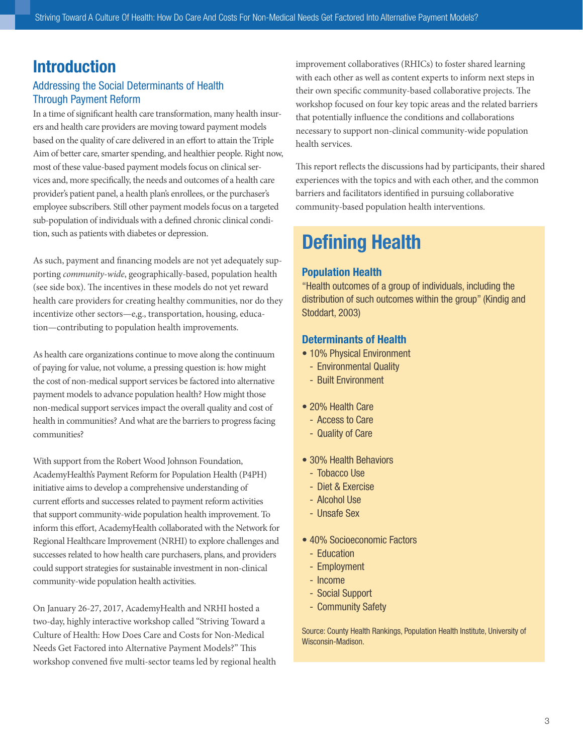# Introduction

## Addressing the Social Determinants of Health Through Payment Reform

In a time of significant health care transformation, many health insurers and health care providers are moving toward payment models based on the quality of care delivered in an effort to attain the Triple Aim of better care, smarter spending, and healthier people. Right now, most of these value-based payment models focus on clinical services and, more specifically, the needs and outcomes of a health care provider's patient panel, a health plan's enrollees, or the purchaser's employee subscribers. Still other payment models focus on a targeted sub-population of individuals with a defined chronic clinical condition, such as patients with diabetes or depression.

As such, payment and financing models are not yet adequately supporting *community-wide*, geographically-based, population health (see side box). The incentives in these models do not yet reward health care providers for creating healthy communities, nor do they incentivize other sectors—e,g., transportation, housing, education—contributing to population health improvements.

As health care organizations continue to move along the continuum of paying for value, not volume, a pressing question is: how might the cost of non-medical support services be factored into alternative payment models to advance population health? How might those non-medical support services impact the overall quality and cost of health in communities? And what are the barriers to progress facing communities?

With support from the Robert Wood Johnson Foundation, AcademyHealth's Payment Reform for Population Health (P4PH) initiative aims to develop a comprehensive understanding of current efforts and successes related to payment reform activities that support community-wide population health improvement. To inform this effort, AcademyHealth collaborated with the Network for Regional Healthcare Improvement (NRHI) to explore challenges and successes related to how health care purchasers, plans, and providers could support strategies for sustainable investment in non-clinical community-wide population health activities.

On January 26-27, 2017, AcademyHealth and NRHI hosted a two-day, highly interactive workshop called "Striving Toward a Culture of Health: How Does Care and Costs for Non-Medical Needs Get Factored into Alternative Payment Models?" This workshop convened five multi-sector teams led by regional health improvement collaboratives (RHICs) to foster shared learning with each other as well as content experts to inform next steps in their own specific community-based collaborative projects. The workshop focused on four key topic areas and the related barriers that potentially influence the conditions and collaborations necessary to support non-clinical community-wide population health services.

This report reflects the discussions had by participants, their shared experiences with the topics and with each other, and the common barriers and facilitators identified in pursuing collaborative community-based population health interventions.

## Defining Health

### Population Health

"Health outcomes of a group of individuals, including the distribution of such outcomes within the group" (Kindig and Stoddart, 2003)

### Determinants of Health

- 10% Physical Environment
  - Environmental Quality
  - Built Environment
- 20% Health Care
  - Access to Care
  - Quality of Care
- 30% Health Behaviors
  - Tobacco Use
  - Diet & Exercise
  - Alcohol Use
  - Unsafe Sex
- 40% Socioeconomic Factors
  - Education
  - Employment
  - Income
  - Social Support
  - Community Safety

Source: County Health Rankings, Population Health Institute, University of Wisconsin-Madison.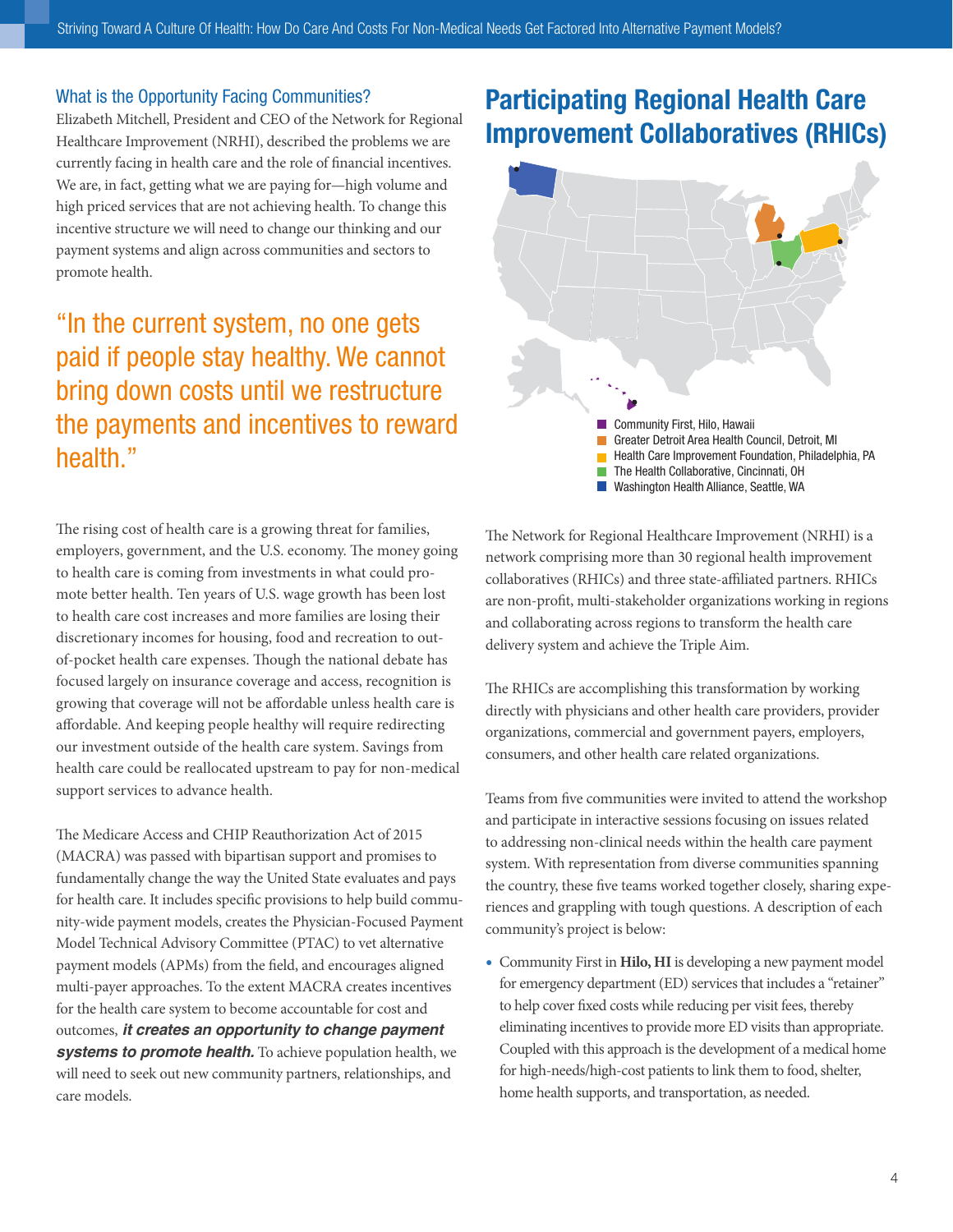### What is the Opportunity Facing Communities?

Elizabeth Mitchell, President and CEO of the Network for Regional Healthcare Improvement (NRHI), described the problems we are currently facing in health care and the role of financial incentives. We are, in fact, getting what we are paying for—high volume and high priced services that are not achieving health. To change this incentive structure we will need to change our thinking and our payment systems and align across communities and sectors to promote health.

> "In the current system, no one gets paid if people stay healthy. We cannot bring down costs until we restructure the payments and incentives to reward health."

The rising cost of health care is a growing threat for families, employers, government, and the U.S. economy. The money going to health care is coming from investments in what could promote better health. Ten years of U.S. wage growth has been lost to health care cost increases and more families are losing their discretionary incomes for housing, food and recreation to out-of-pocket health care expenses. Though the national debate has focused largely on insurance coverage and access, recognition is growing that coverage will not be affordable unless health care is affordable. And keeping people healthy will require redirecting our investment outside of the health care system. Savings from health care could be reallocated upstream to pay for non-medical support services to advance health.

The Medicare Access and CHIP Reauthorization Act of 2015 (MACRA) was passed with bipartisan support and promises to fundamentally change the way the United State evaluates and pays for health care. It includes specific provisions to help build community-wide payment models, creates the Physician-Focused Payment Model Technical Advisory Committee (PTAC) to vet alternative payment models (APMs) from the field, and encourages aligned multi-payer approaches. To the extent MACRA creates incentives for the health care system to become accountable for cost and outcomes, ***it creates an opportunity to change payment systems to promote health.*** To achieve population health, we will need to seek out new community partners, relationships, and care models.

## Participating Regional Health Care Improvement Collaboratives (RHICs)

- Community First, Hilo, Hawaii
- Greater Detroit Area Health Council, Detroit, MI
- Health Care Improvement Foundation, Philadelphia, PA
- The Health Collaborative, Cincinnati, OH
- Washington Health Alliance, Seattle, WA

The Network for Regional Healthcare Improvement (NRHI) is a network comprising more than 30 regional health improvement collaboratives (RHICs) and three state-affiliated partners. RHICs are non-profit, multi-stakeholder organizations working in regions and collaborating across regions to transform the health care delivery system and achieve the Triple Aim.

The RHICs are accomplishing this transformation by working directly with physicians and other health care providers, provider organizations, commercial and government payers, employers, consumers, and other health care related organizations.

Teams from five communities were invited to attend the workshop and participate in interactive sessions focusing on issues related to addressing non-clinical needs within the health care payment system. With representation from diverse communities spanning the country, these five teams worked together closely, sharing experiences and grappling with tough questions. A description of each community's project is below:

- Community First in **Hilo, HI** is developing a new payment model for emergency department (ED) services that includes a "retainer" to help cover fixed costs while reducing per visit fees, thereby eliminating incentives to provide more ED visits than appropriate. Coupled with this approach is the development of a medical home for high-needs/high-cost patients to link them to food, shelter, home health supports, and transportation, as needed.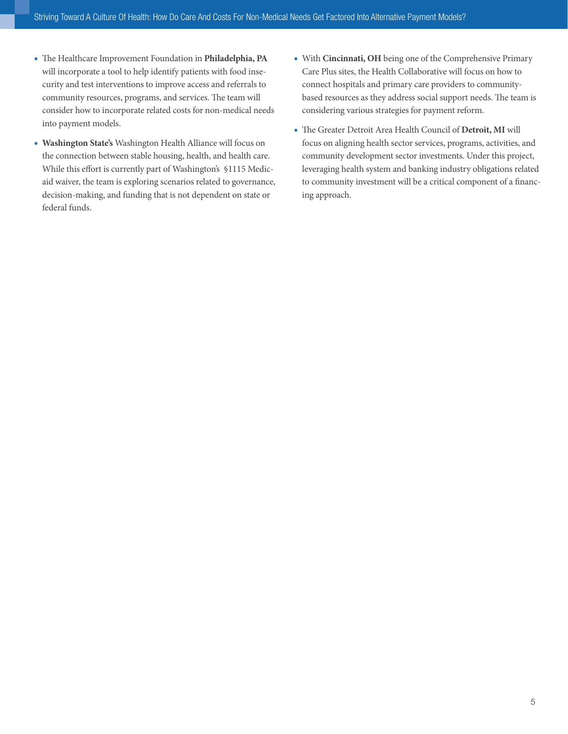- The Healthcare Improvement Foundation in **Philadelphia, PA** will incorporate a tool to help identify patients with food insecurity and test interventions to improve access and referrals to community resources, programs, and services. The team will consider how to incorporate related costs for non-medical needs into payment models.
- **Washington State's** Washington Health Alliance will focus on the connection between stable housing, health, and health care. While this effort is currently part of Washington's §1115 Medicaid waiver, the team is exploring scenarios related to governance, decision-making, and funding that is not dependent on state or federal funds.
- With **Cincinnati, OH** being one of the Comprehensive Primary Care Plus sites, the Health Collaborative will focus on how to connect hospitals and primary care providers to community-based resources as they address social support needs. The team is considering various strategies for payment reform.
- The Greater Detroit Area Health Council of **Detroit, MI** will focus on aligning health sector services, programs, activities, and community development sector investments. Under this project, leveraging health system and banking industry obligations related to community investment will be a critical component of a financing approach.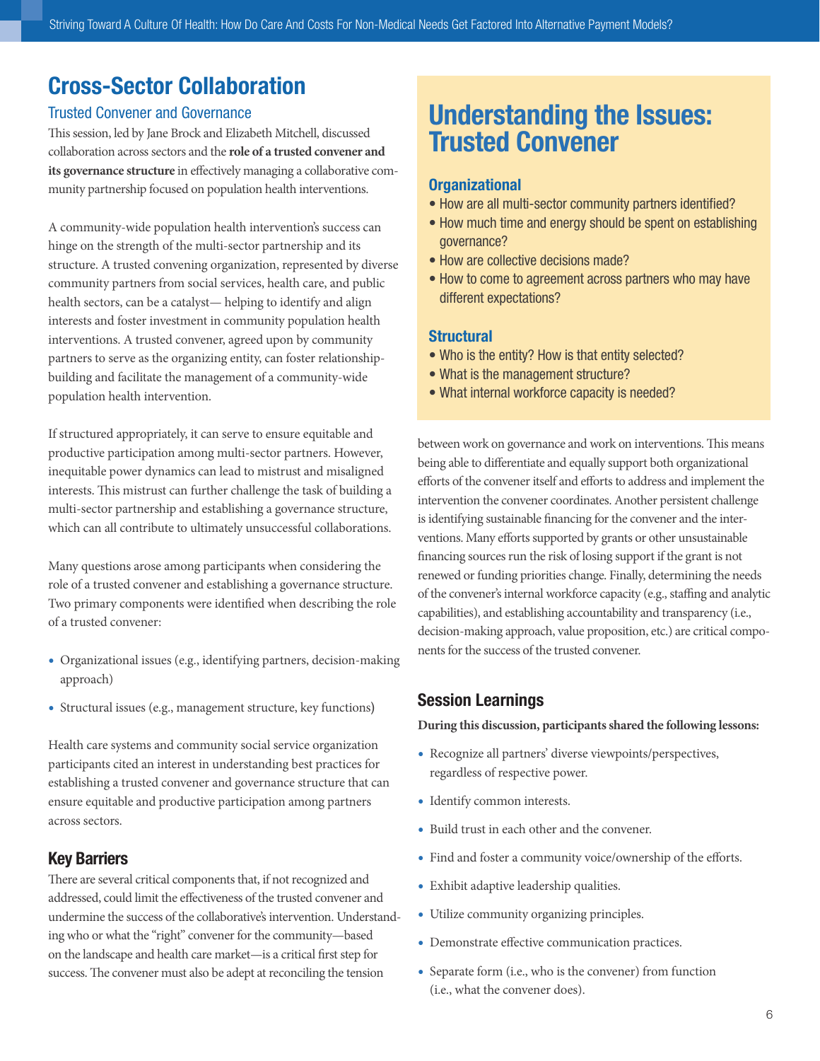## Cross-Sector Collaboration

### Trusted Convener and Governance

This session, led by Jane Brock and Elizabeth Mitchell, discussed collaboration across sectors and the **role of a trusted convener and its governance structure** in effectively managing a collaborative community partnership focused on population health interventions.

A community-wide population health intervention's success can hinge on the strength of the multi-sector partnership and its structure. A trusted convening organization, represented by diverse community partners from social services, health care, and public health sectors, can be a catalyst— helping to identify and align interests and foster investment in community population health interventions. A trusted convener, agreed upon by community partners to serve as the organizing entity, can foster relationship-building and facilitate the management of a community-wide population health intervention.

If structured appropriately, it can serve to ensure equitable and productive participation among multi-sector partners. However, inequitable power dynamics can lead to mistrust and misaligned interests. This mistrust can further challenge the task of building a multi-sector partnership and establishing a governance structure, which can all contribute to ultimately unsuccessful collaborations.

Many questions arose among participants when considering the role of a trusted convener and establishing a governance structure. Two primary components were identified when describing the role of a trusted convener:

- Organizational issues (e.g., identifying partners, decision-making approach)
- Structural issues (e.g., management structure, key functions)

Health care systems and community social service organization participants cited an interest in understanding best practices for establishing a trusted convener and governance structure that can ensure equitable and productive participation among partners across sectors.

### Key Barriers

There are several critical components that, if not recognized and addressed, could limit the effectiveness of the trusted convener and undermine the success of the collaborative's intervention. Understanding who or what the "right" convener for the community—based on the landscape and health care market—is a critical first step for success. The convener must also be adept at reconciling the tension between work on governance and work on interventions. This means being able to differentiate and equally support both organizational efforts of the convener itself and efforts to address and implement the intervention the convener coordinates. Another persistent challenge is identifying sustainable financing for the convener and the interventions. Many efforts supported by grants or other unsustainable financing sources run the risk of losing support if the grant is not renewed or funding priorities change. Finally, determining the needs of the convener's internal workforce capacity (e.g., staffing and analytic capabilities), and establishing accountability and transparency (i.e., decision-making approach, value proposition, etc.) are critical components for the success of the trusted convener.

## Understanding the Issues: Trusted Convener

### Organizational

- How are all multi-sector community partners identified?
- How much time and energy should be spent on establishing governance?
- How are collective decisions made?
- How to come to agreement across partners who may have different expectations?

### Structural

- Who is the entity? How is that entity selected?
- What is the management structure?
- What internal workforce capacity is needed?

### Session Learnings

**During this discussion, participants shared the following lessons:**

- Recognize all partners' diverse viewpoints/perspectives, regardless of respective power.
- Identify common interests.
- Build trust in each other and the convener.
- Find and foster a community voice/ownership of the efforts.
- Exhibit adaptive leadership qualities.
- Utilize community organizing principles.
- Demonstrate effective communication practices.
- Separate form (i.e., who is the convener) from function (i.e., what the convener does).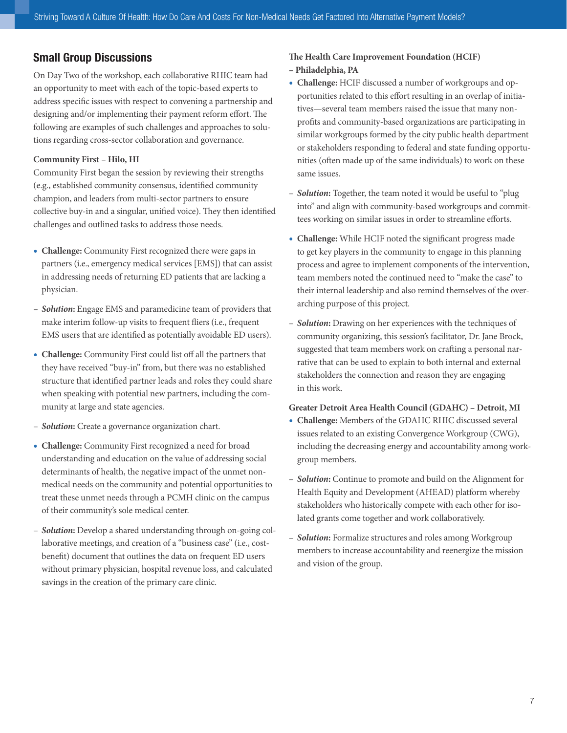## Small Group Discussions

On Day Two of the workshop, each collaborative RHIC team had an opportunity to meet with each of the topic-based experts to address specific issues with respect to convening a partnership and designing and/or implementing their payment reform effort. The following are examples of such challenges and approaches to solutions regarding cross-sector collaboration and governance.

**Community First – Hilo, HI**

Community First began the session by reviewing their strengths (e.g., established community consensus, identified community champion, and leaders from multi-sector partners to ensure collective buy-in and a singular, unified voice). They then identified challenges and outlined tasks to address those needs.

- **Challenge:** Community First recognized there were gaps in partners (i.e., emergency medical services [EMS]) that can assist in addressing needs of returning ED patients that are lacking a physician.
  - ***Solution*:** Engage EMS and paramedicine team of providers that make interim follow-up visits to frequent fliers (i.e., frequent EMS users that are identified as potentially avoidable ED users).
- **Challenge:** Community First could list off all the partners that they have received "buy-in" from, but there was no established structure that identified partner leads and roles they could share when speaking with potential new partners, including the community at large and state agencies.
  - ***Solution*:** Create a governance organization chart.
- **Challenge:** Community First recognized a need for broad understanding and education on the value of addressing social determinants of health, the negative impact of the unmet non-medical needs on the community and potential opportunities to treat these unmet needs through a PCMH clinic on the campus of their community's sole medical center.
  - ***Solution*:** Develop a shared understanding through on-going collaborative meetings, and creation of a "business case" (i.e., cost-benefit) document that outlines the data on frequent ED users without primary physician, hospital revenue loss, and calculated savings in the creation of the primary care clinic.

**The Health Care Improvement Foundation (HCIF) – Philadelphia, PA**

- **Challenge:** HCIF discussed a number of workgroups and opportunities related to this effort resulting in an overlap of initiatives—several team members raised the issue that many non-profits and community-based organizations are participating in similar workgroups formed by the city public health department or stakeholders responding to federal and state funding opportunities (often made up of the same individuals) to work on these same issues.
  - ***Solution*:** Together, the team noted it would be useful to "plug into" and align with community-based workgroups and committees working on similar issues in order to streamline efforts.
- **Challenge:** While HCIF noted the significant progress made to get key players in the community to engage in this planning process and agree to implement components of the intervention, team members noted the continued need to "make the case" to their internal leadership and also remind themselves of the overarching purpose of this project.
  - ***Solution*:** Drawing on her experiences with the techniques of community organizing, this session's facilitator, Dr. Jane Brock, suggested that team members work on crafting a personal narrative that can be used to explain to both internal and external stakeholders the connection and reason they are engaging in this work.

**Greater Detroit Area Health Council (GDAHC) – Detroit, MI**

- **Challenge:** Members of the GDAHC RHIC discussed several issues related to an existing Convergence Workgroup (CWG), including the decreasing energy and accountability among workgroup members.
  - ***Solution*:** Continue to promote and build on the Alignment for Health Equity and Development (AHEAD) platform whereby stakeholders who historically compete with each other for isolated grants come together and work collaboratively.
  - ***Solution*:** Formalize structures and roles among Workgroup members to increase accountability and reenergize the mission and vision of the group.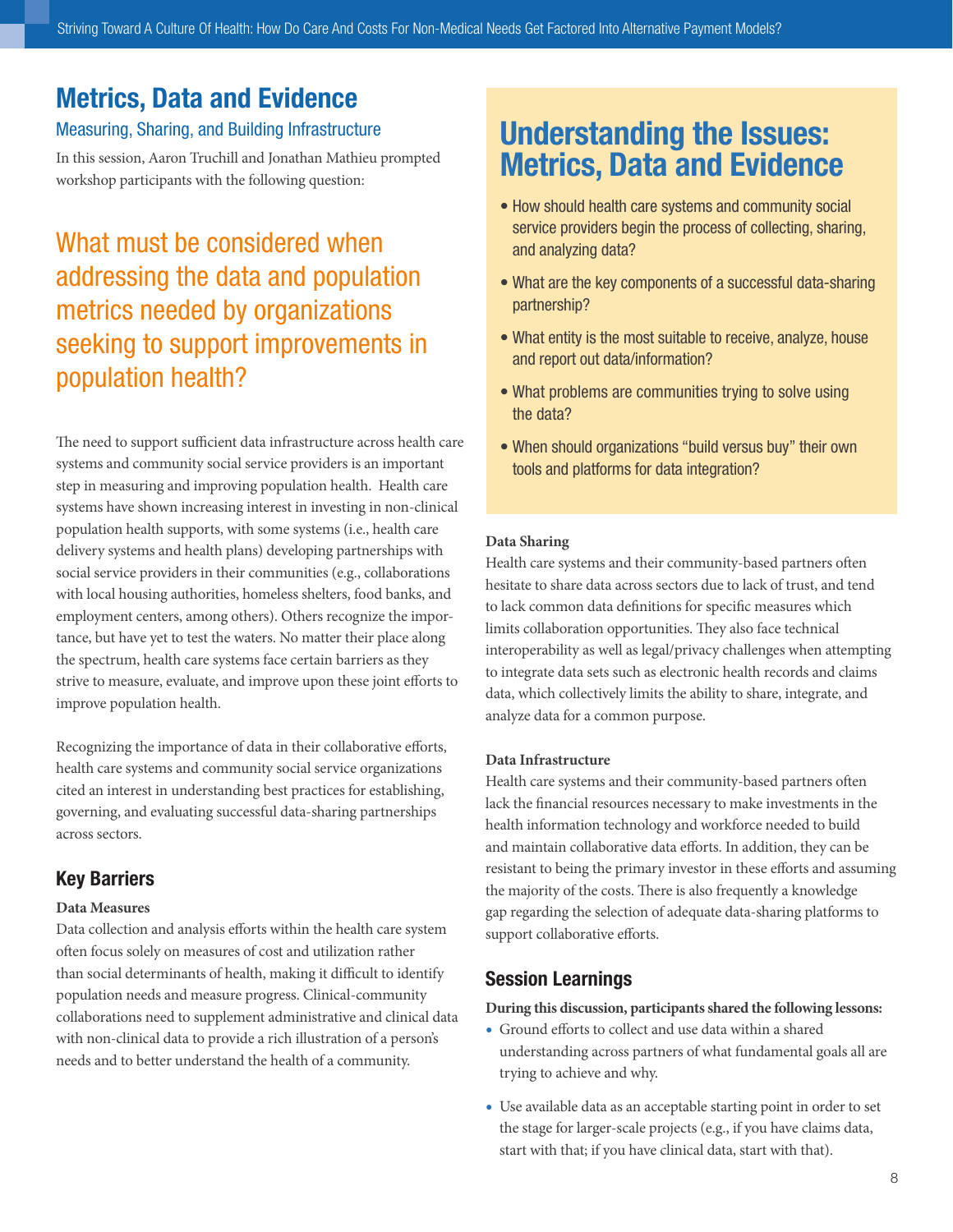## Metrics, Data and Evidence

### Measuring, Sharing, and Building Infrastructure

In this session, Aaron Truchill and Jonathan Mathieu prompted workshop participants with the following question:

**What must be considered when addressing the data and population metrics needed by organizations seeking to support improvements in population health?**

The need to support sufficient data infrastructure across health care systems and community social service providers is an important step in measuring and improving population health. Health care systems have shown increasing interest in investing in non-clinical population health supports, with some systems (i.e., health care delivery systems and health plans) developing partnerships with social service providers in their communities (e.g., collaborations with local housing authorities, homeless shelters, food banks, and employment centers, among others). Others recognize the importance, but have yet to test the waters. No matter their place along the spectrum, health care systems face certain barriers as they strive to measure, evaluate, and improve upon these joint efforts to improve population health.

Recognizing the importance of data in their collaborative efforts, health care systems and community social service organizations cited an interest in understanding best practices for establishing, governing, and evaluating successful data-sharing partnerships across sectors.

### Understanding the Issues: Metrics, Data and Evidence

- How should health care systems and community social service providers begin the process of collecting, sharing, and analyzing data?
- What are the key components of a successful data-sharing partnership?
- What entity is the most suitable to receive, analyze, house and report out data/information?
- What problems are communities trying to solve using the data?
- When should organizations "build versus buy" their own tools and platforms for data integration?

### Key Barriers

**Data Measures**

Data collection and analysis efforts within the health care system often focus solely on measures of cost and utilization rather than social determinants of health, making it difficult to identify population needs and measure progress. Clinical-community collaborations need to supplement administrative and clinical data with non-clinical data to provide a rich illustration of a person's needs and to better understand the health of a community.

**Data Sharing**

Health care systems and their community-based partners often hesitate to share data across sectors due to lack of trust, and tend to lack common data definitions for specific measures which limits collaboration opportunities. They also face technical interoperability as well as legal/privacy challenges when attempting to integrate data sets such as electronic health records and claims data, which collectively limits the ability to share, integrate, and analyze data for a common purpose.

**Data Infrastructure**

Health care systems and their community-based partners often lack the financial resources necessary to make investments in the health information technology and workforce needed to build and maintain collaborative data efforts. In addition, they can be resistant to being the primary investor in these efforts and assuming the majority of the costs. There is also frequently a knowledge gap regarding the selection of adequate data-sharing platforms to support collaborative efforts.

### Session Learnings

**During this discussion, participants shared the following lessons:**

- Ground efforts to collect and use data within a shared understanding across partners of what fundamental goals all are trying to achieve and why.
- Use available data as an acceptable starting point in order to set the stage for larger-scale projects (e.g., if you have claims data, start with that; if you have clinical data, start with that).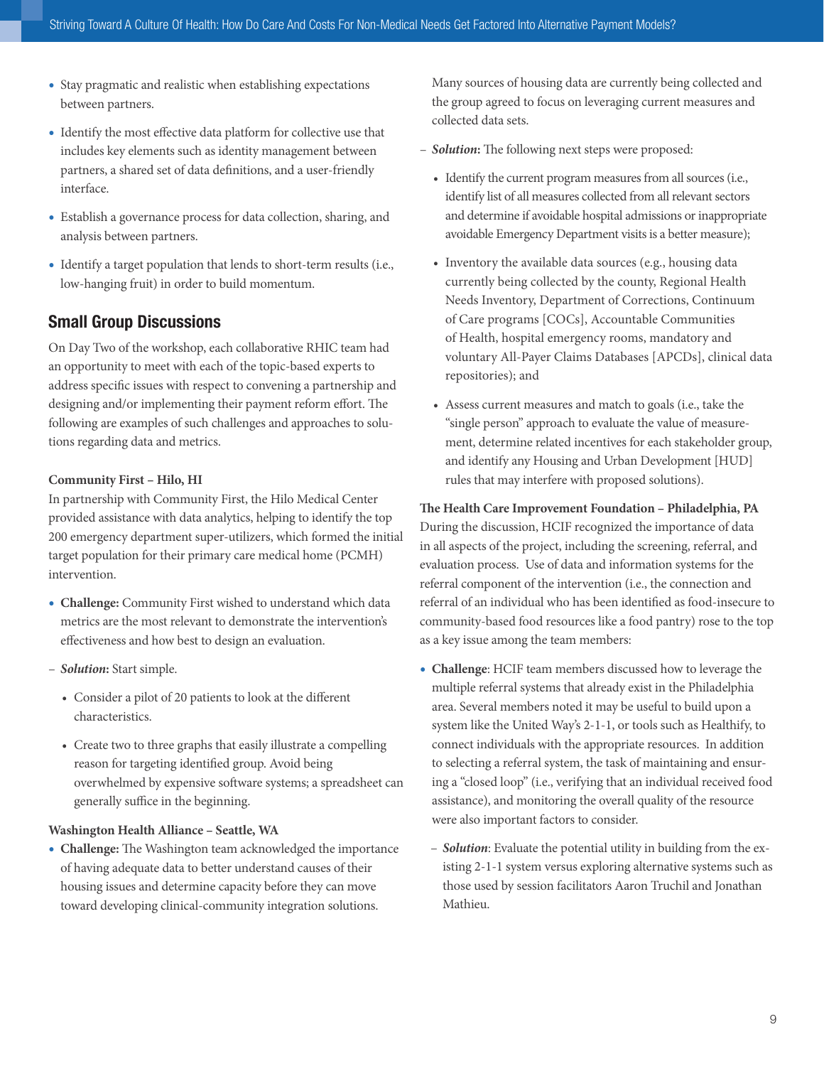- Stay pragmatic and realistic when establishing expectations between partners.
- Identify the most effective data platform for collective use that includes key elements such as identity management between partners, a shared set of data definitions, and a user-friendly interface.
- Establish a governance process for data collection, sharing, and analysis between partners.
- Identify a target population that lends to short-term results (i.e., low-hanging fruit) in order to build momentum.

## Small Group Discussions

On Day Two of the workshop, each collaborative RHIC team had an opportunity to meet with each of the topic-based experts to address specific issues with respect to convening a partnership and designing and/or implementing their payment reform effort. The following are examples of such challenges and approaches to solutions regarding data and metrics.

**Community First – Hilo, HI**
In partnership with Community First, the Hilo Medical Center provided assistance with data analytics, helping to identify the top 200 emergency department super-utilizers, which formed the initial target population for their primary care medical home (PCMH) intervention.

- **Challenge:** Community First wished to understand which data metrics are the most relevant to demonstrate the intervention's effectiveness and how best to design an evaluation.
  - ***Solution*:** Start simple.
    - Consider a pilot of 20 patients to look at the different characteristics.
    - Create two to three graphs that easily illustrate a compelling reason for targeting identified group. Avoid being overwhelmed by expensive software systems; a spreadsheet can generally suffice in the beginning.

**Washington Health Alliance – Seattle, WA**

- **Challenge:** The Washington team acknowledged the importance of having adequate data to better understand causes of their housing issues and determine capacity before they can move toward developing clinical-community integration solutions. Many sources of housing data are currently being collected and the group agreed to focus on leveraging current measures and collected data sets.
  - ***Solution*:** The following next steps were proposed:
    - Identify the current program measures from all sources (i.e., identify list of all measures collected from all relevant sectors and determine if avoidable hospital admissions or inappropriate avoidable Emergency Department visits is a better measure);
    - Inventory the available data sources (e.g., housing data currently being collected by the county, Regional Health Needs Inventory, Department of Corrections, Continuum of Care programs [COCs], Accountable Communities of Health, hospital emergency rooms, mandatory and voluntary All-Payer Claims Databases [APCDs], clinical data repositories); and
    - Assess current measures and match to goals (i.e., take the "single person" approach to evaluate the value of measurement, determine related incentives for each stakeholder group, and identify any Housing and Urban Development [HUD] rules that may interfere with proposed solutions).

**The Health Care Improvement Foundation – Philadelphia, PA**
During the discussion, HCIF recognized the importance of data in all aspects of the project, including the screening, referral, and evaluation process. Use of data and information systems for the referral component of the intervention (i.e., the connection and referral of an individual who has been identified as food-insecure to community-based food resources like a food pantry) rose to the top as a key issue among the team members:

- **Challenge**: HCIF team members discussed how to leverage the multiple referral systems that already exist in the Philadelphia area. Several members noted it may be useful to build upon a system like the United Way's 2-1-1, or tools such as Healthify, to connect individuals with the appropriate resources. In addition to selecting a referral system, the task of maintaining and ensuring a "closed loop" (i.e., verifying that an individual received food assistance), and monitoring the overall quality of the resource were also important factors to consider.
  - ***Solution***: Evaluate the potential utility in building from the existing 2-1-1 system versus exploring alternative systems such as those used by session facilitators Aaron Truchil and Jonathan Mathieu.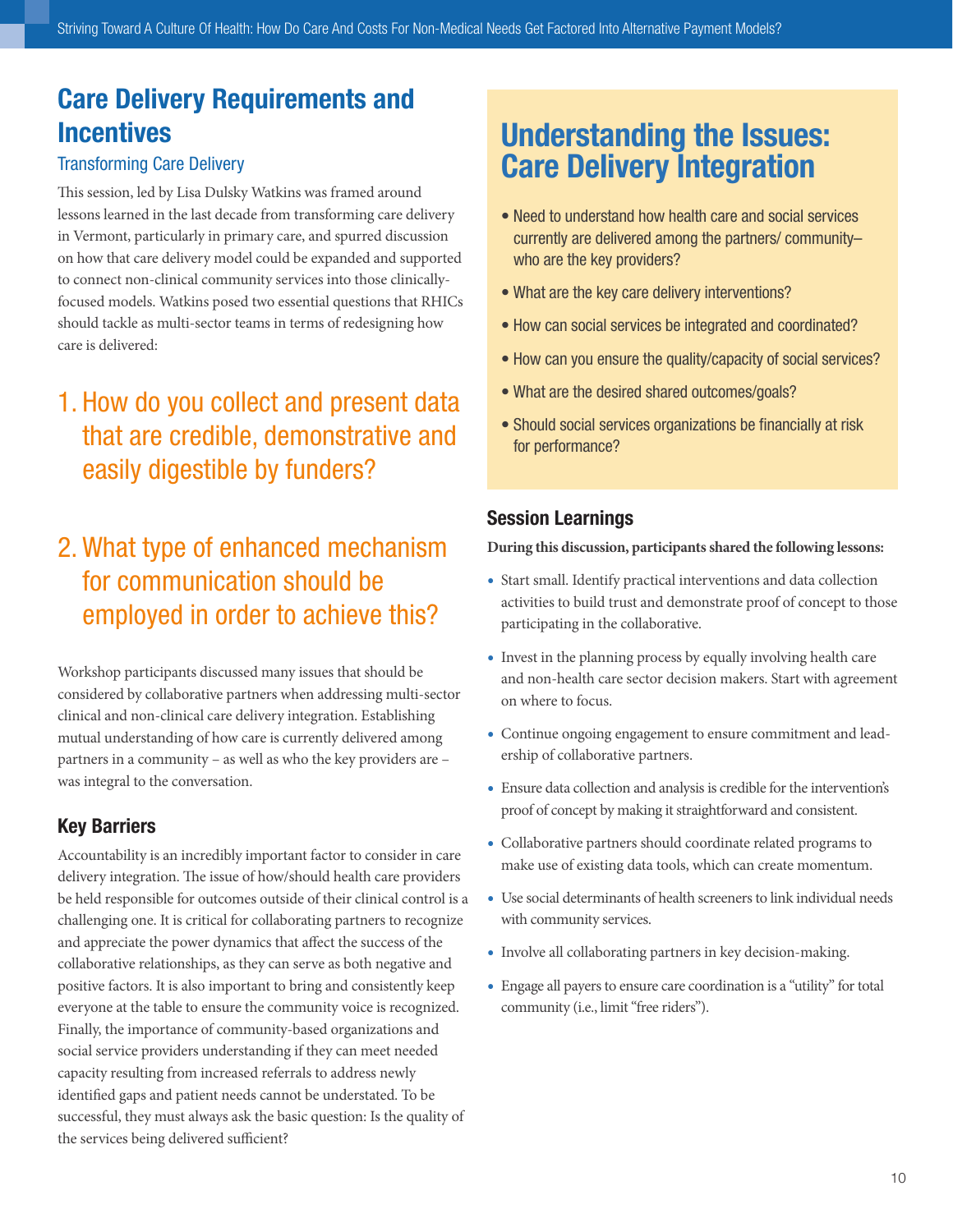## Care Delivery Requirements and Incentives

### Transforming Care Delivery

This session, led by Lisa Dulsky Watkins was framed around lessons learned in the last decade from transforming care delivery in Vermont, particularly in primary care, and spurred discussion on how that care delivery model could be expanded and supported to connect non-clinical community services into those clinically-focused models. Watkins posed two essential questions that RHICs should tackle as multi-sector teams in terms of redesigning how care is delivered:

1. How do you collect and present data that are credible, demonstrative and easily digestible by funders?

2. What type of enhanced mechanism for communication should be employed in order to achieve this?

Workshop participants discussed many issues that should be considered by collaborative partners when addressing multi-sector clinical and non-clinical care delivery integration. Establishing mutual understanding of how care is currently delivered among partners in a community – as well as who the key providers are – was integral to the conversation.

### Key Barriers

Accountability is an incredibly important factor to consider in care delivery integration. The issue of how/should health care providers be held responsible for outcomes outside of their clinical control is a challenging one. It is critical for collaborating partners to recognize and appreciate the power dynamics that affect the success of the collaborative relationships, as they can serve as both negative and positive factors. It is also important to bring and consistently keep everyone at the table to ensure the community voice is recognized. Finally, the importance of community-based organizations and social service providers understanding if they can meet needed capacity resulting from increased referrals to address newly identified gaps and patient needs cannot be understated. To be successful, they must always ask the basic question: Is the quality of the services being delivered sufficient?

## Understanding the Issues: Care Delivery Integration

- Need to understand how health care and social services currently are delivered among the partners/ community– who are the key providers?
- What are the key care delivery interventions?
- How can social services be integrated and coordinated?
- How can you ensure the quality/capacity of social services?
- What are the desired shared outcomes/goals?
- Should social services organizations be financially at risk for performance?

### Session Learnings

**During this discussion, participants shared the following lessons:**

- Start small. Identify practical interventions and data collection activities to build trust and demonstrate proof of concept to those participating in the collaborative.
- Invest in the planning process by equally involving health care and non-health care sector decision makers. Start with agreement on where to focus.
- Continue ongoing engagement to ensure commitment and leadership of collaborative partners.
- Ensure data collection and analysis is credible for the intervention's proof of concept by making it straightforward and consistent.
- Collaborative partners should coordinate related programs to make use of existing data tools, which can create momentum.
- Use social determinants of health screeners to link individual needs with community services.
- Involve all collaborating partners in key decision-making.
- Engage all payers to ensure care coordination is a "utility" for total community (i.e., limit "free riders").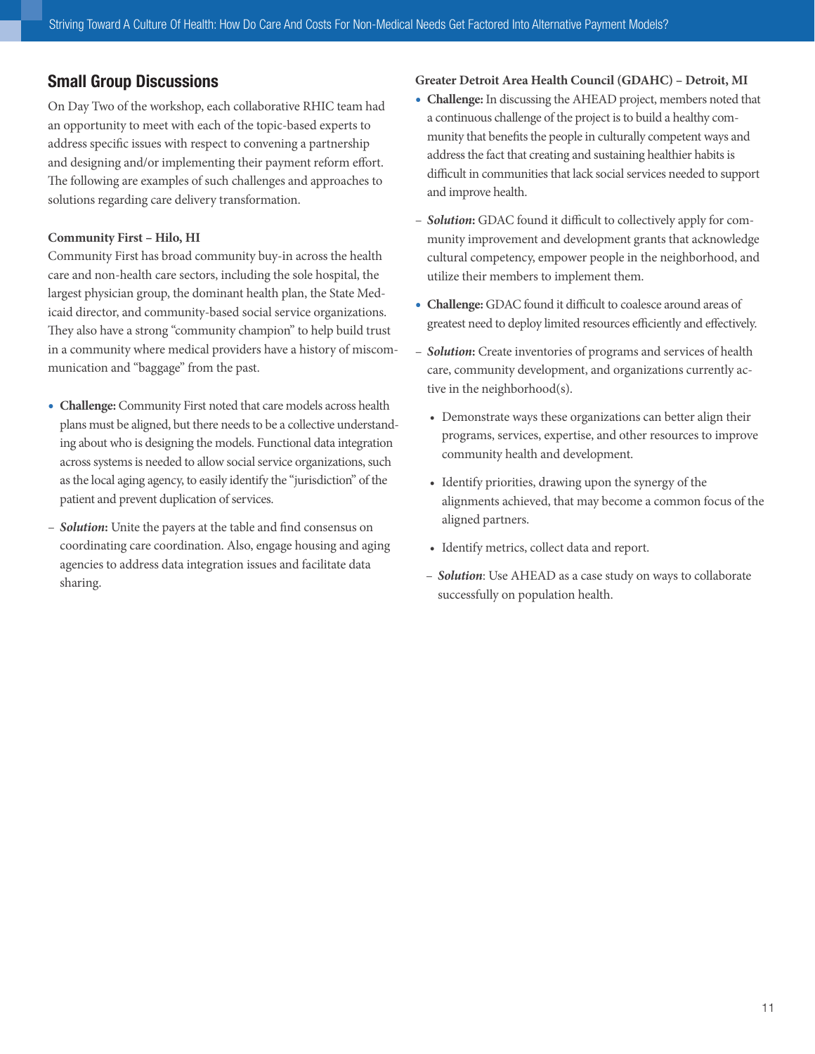## Small Group Discussions

On Day Two of the workshop, each collaborative RHIC team had an opportunity to meet with each of the topic-based experts to address specific issues with respect to convening a partnership and designing and/or implementing their payment reform effort. The following are examples of such challenges and approaches to solutions regarding care delivery transformation.

**Community First – Hilo, HI**

Community First has broad community buy-in across the health care and non-health care sectors, including the sole hospital, the largest physician group, the dominant health plan, the State Medicaid director, and community-based social service organizations. They also have a strong "community champion" to help build trust in a community where medical providers have a history of miscommunication and "baggage" from the past.

- **Challenge:** Community First noted that care models across health plans must be aligned, but there needs to be a collective understanding about who is designing the models. Functional data integration across systems is needed to allow social service organizations, such as the local aging agency, to easily identify the "jurisdiction" of the patient and prevent duplication of services.
  - ***Solution*:** Unite the payers at the table and find consensus on coordinating care coordination. Also, engage housing and aging agencies to address data integration issues and facilitate data sharing.

**Greater Detroit Area Health Council (GDAHC) – Detroit, MI**

- **Challenge:** In discussing the AHEAD project, members noted that a continuous challenge of the project is to build a healthy community that benefits the people in culturally competent ways and address the fact that creating and sustaining healthier habits is difficult in communities that lack social services needed to support and improve health.
  - ***Solution*:** GDAC found it difficult to collectively apply for community improvement and development grants that acknowledge cultural competency, empower people in the neighborhood, and utilize their members to implement them.
- **Challenge:** GDAC found it difficult to coalesce around areas of greatest need to deploy limited resources efficiently and effectively.
  - ***Solution*:** Create inventories of programs and services of health care, community development, and organizations currently active in the neighborhood(s).
    - Demonstrate ways these organizations can better align their programs, services, expertise, and other resources to improve community health and development.
    - Identify priorities, drawing upon the synergy of the alignments achieved, that may become a common focus of the aligned partners.
    - Identify metrics, collect data and report.
  - ***Solution***: Use AHEAD as a case study on ways to collaborate successfully on population health.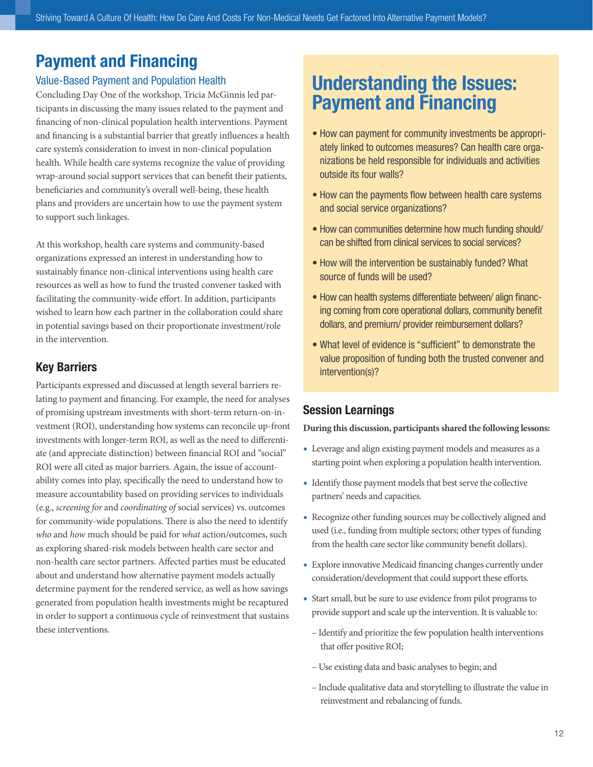## Payment and Financing

### Value-Based Payment and Population Health

Concluding Day One of the workshop, Tricia McGinnis led participants in discussing the many issues related to the payment and financing of non-clinical population health interventions. Payment and financing is a substantial barrier that greatly influences a health care system's consideration to invest in non-clinical population health. While health care systems recognize the value of providing wrap-around social support services that can benefit their patients, beneficiaries and community's overall well-being, these health plans and providers are uncertain how to use the payment system to support such linkages.

At this workshop, health care systems and community-based organizations expressed an interest in understanding how to sustainably finance non-clinical interventions using health care resources as well as how to fund the trusted convener tasked with facilitating the community-wide effort. In addition, participants wished to learn how each partner in the collaboration could share in potential savings based on their proportionate investment/role in the intervention.

### Key Barriers

Participants expressed and discussed at length several barriers relating to payment and financing. For example, the need for analyses of promising upstream investments with short-term return-on-investment (ROI), understanding how systems can reconcile up-front investments with longer-term ROI, as well as the need to differentiate (and appreciate distinction) between financial ROI and "social" ROI were all cited as major barriers. Again, the issue of accountability comes into play, specifically the need to understand how to measure accountability based on providing services to individuals (e.g., *screening for* and *coordinating of* social services) vs. outcomes for community-wide populations. There is also the need to identify *who* and *how* much should be paid for *what* action/outcomes, such as exploring shared-risk models between health care sector and non-health care sector partners. Affected parties must be educated about and understand how alternative payment models actually determine payment for the rendered service, as well as how savings generated from population health investments might be recaptured in order to support a continuous cycle of reinvestment that sustains these interventions.

## Understanding the Issues: Payment and Financing

- How can payment for community investments be appropriately linked to outcomes measures? Can health care organizations be held responsible for individuals and activities outside its four walls?
- How can the payments flow between health care systems and social service organizations?
- How can communities determine how much funding should/ can be shifted from clinical services to social services?
- How will the intervention be sustainably funded? What source of funds will be used?
- How can health systems differentiate between/ align financing coming from core operational dollars, community benefit dollars, and premium/ provider reimbursement dollars?
- What level of evidence is "sufficient" to demonstrate the value proposition of funding both the trusted convener and intervention(s)?

### Session Learnings

**During this discussion, participants shared the following lessons:**

- Leverage and align existing payment models and measures as a starting point when exploring a population health intervention.
- Identify those payment models that best serve the collective partners' needs and capacities.
- Recognize other funding sources may be collectively aligned and used (i.e., funding from multiple sectors; other types of funding from the health care sector like community benefit dollars).
- Explore innovative Medicaid financing changes currently under consideration/development that could support these efforts.
- Start small, but be sure to use evidence from pilot programs to provide support and scale up the intervention. It is valuable to:
  - Identify and prioritize the few population health interventions that offer positive ROI;
  - Use existing data and basic analyses to begin; and
  - Include qualitative data and storytelling to illustrate the value in reinvestment and rebalancing of funds.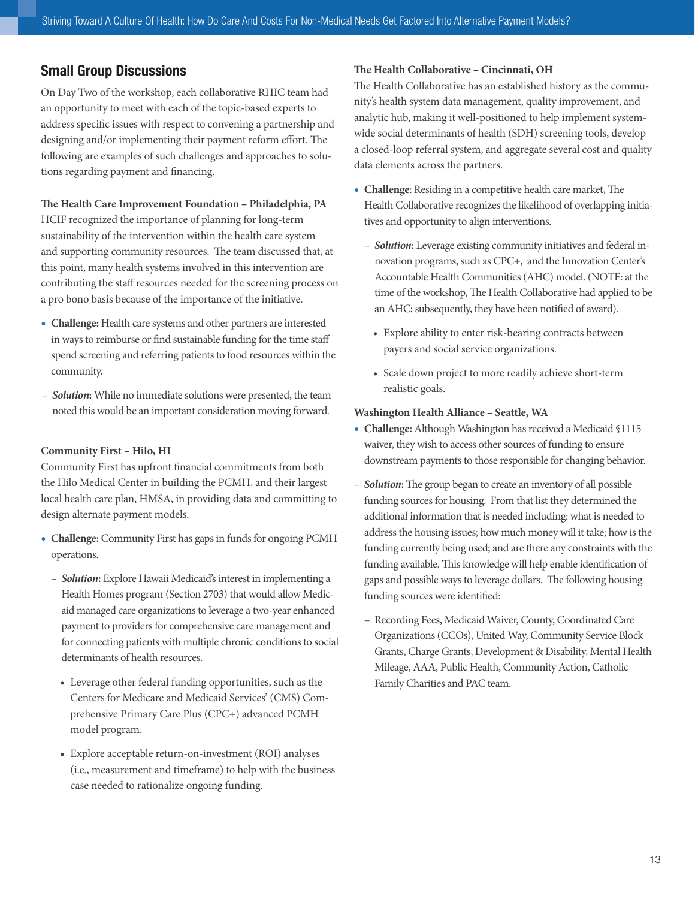## Small Group Discussions

On Day Two of the workshop, each collaborative RHIC team had an opportunity to meet with each of the topic-based experts to address specific issues with respect to convening a partnership and designing and/or implementing their payment reform effort. The following are examples of such challenges and approaches to solutions regarding payment and financing.

**The Health Care Improvement Foundation – Philadelphia, PA**

HCIF recognized the importance of planning for long-term sustainability of the intervention within the health care system and supporting community resources. The team discussed that, at this point, many health systems involved in this intervention are contributing the staff resources needed for the screening process on a pro bono basis because of the importance of the initiative.

- **Challenge:** Health care systems and other partners are interested in ways to reimburse or find sustainable funding for the time staff spend screening and referring patients to food resources within the community.
  - ***Solution*:** While no immediate solutions were presented, the team noted this would be an important consideration moving forward.

**Community First – Hilo, HI**

Community First has upfront financial commitments from both the Hilo Medical Center in building the PCMH, and their largest local health care plan, HMSA, in providing data and committing to design alternate payment models.

- **Challenge:** Community First has gaps in funds for ongoing PCMH operations.
  - ***Solution*:** Explore Hawaii Medicaid's interest in implementing a Health Homes program (Section 2703) that would allow Medicaid managed care organizations to leverage a two-year enhanced payment to providers for comprehensive care management and for connecting patients with multiple chronic conditions to social determinants of health resources.
    - Leverage other federal funding opportunities, such as the Centers for Medicare and Medicaid Services' (CMS) Comprehensive Primary Care Plus (CPC+) advanced PCMH model program.
    - Explore acceptable return-on-investment (ROI) analyses (i.e., measurement and timeframe) to help with the business case needed to rationalize ongoing funding.

**The Health Collaborative – Cincinnati, OH**

The Health Collaborative has an established history as the community's health system data management, quality improvement, and analytic hub, making it well-positioned to help implement system-wide social determinants of health (SDH) screening tools, develop a closed-loop referral system, and aggregate several cost and quality data elements across the partners.

- **Challenge**: Residing in a competitive health care market, The Health Collaborative recognizes the likelihood of overlapping initiatives and opportunity to align interventions.
  - ***Solution*:** Leverage existing community initiatives and federal innovation programs, such as CPC+, and the Innovation Center's Accountable Health Communities (AHC) model. (NOTE: at the time of the workshop, The Health Collaborative had applied to be an AHC; subsequently, they have been notified of award).
    - Explore ability to enter risk-bearing contracts between payers and social service organizations.
    - Scale down project to more readily achieve short-term realistic goals.

**Washington Health Alliance – Seattle, WA**

- **Challenge:** Although Washington has received a Medicaid §1115 waiver, they wish to access other sources of funding to ensure downstream payments to those responsible for changing behavior.
  - ***Solution*:** The group began to create an inventory of all possible funding sources for housing. From that list they determined the additional information that is needed including: what is needed to address the housing issues; how much money will it take; how is the funding currently being used; and are there any constraints with the funding available. This knowledge will help enable identification of gaps and possible ways to leverage dollars. The following housing funding sources were identified:
    - Recording Fees, Medicaid Waiver, County, Coordinated Care Organizations (CCOs), United Way, Community Service Block Grants, Charge Grants, Development & Disability, Mental Health Mileage, AAA, Public Health, Community Action, Catholic Family Charities and PAC team.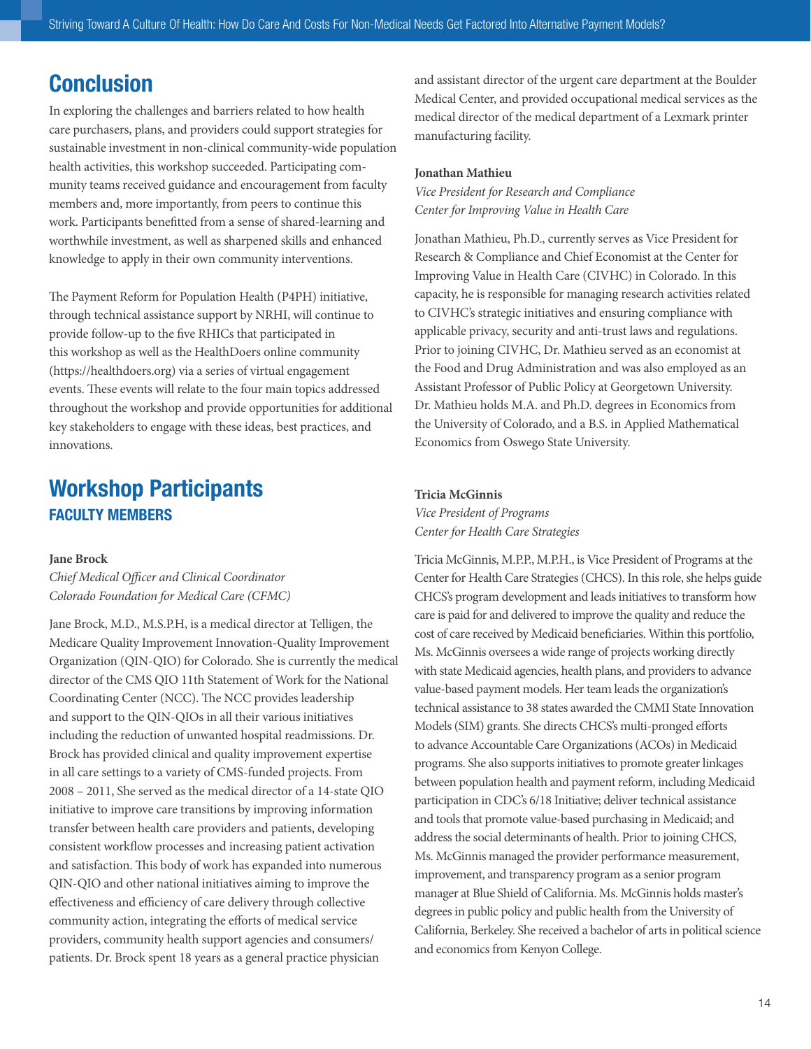## Conclusion

In exploring the challenges and barriers related to how health care purchasers, plans, and providers could support strategies for sustainable investment in non-clinical community-wide population health activities, this workshop succeeded. Participating community teams received guidance and encouragement from faculty members and, more importantly, from peers to continue this work. Participants benefitted from a sense of shared-learning and worthwhile investment, as well as sharpened skills and enhanced knowledge to apply in their own community interventions.

The Payment Reform for Population Health (P4PH) initiative, through technical assistance support by NRHI, will continue to provide follow-up to the five RHICs that participated in this workshop as well as the HealthDoers online community (https://healthdoers.org) via a series of virtual engagement events. These events will relate to the four main topics addressed throughout the workshop and provide opportunities for additional key stakeholders to engage with these ideas, best practices, and innovations.

## Workshop Participants

### FACULTY MEMBERS

**Jane Brock**
*Chief Medical Officer and Clinical Coordinator*
*Colorado Foundation for Medical Care (CFMC)*

Jane Brock, M.D., M.S.P.H, is a medical director at Telligen, the Medicare Quality Improvement Innovation-Quality Improvement Organization (QIN-QIO) for Colorado. She is currently the medical director of the CMS QIO 11th Statement of Work for the National Coordinating Center (NCC). The NCC provides leadership and support to the QIN-QIOs in all their various initiatives including the reduction of unwanted hospital readmissions. Dr. Brock has provided clinical and quality improvement expertise in all care settings to a variety of CMS-funded projects. From 2008 – 2011, She served as the medical director of a 14-state QIO initiative to improve care transitions by improving information transfer between health care providers and patients, developing consistent workflow processes and increasing patient activation and satisfaction. This body of work has expanded into numerous QIN-QIO and other national initiatives aiming to improve the effectiveness and efficiency of care delivery through collective community action, integrating the efforts of medical service providers, community health support agencies and consumers/patients. Dr. Brock spent 18 years as a general practice physician and assistant director of the urgent care department at the Boulder Medical Center, and provided occupational medical services as the medical director of the medical department of a Lexmark printer manufacturing facility.

**Jonathan Mathieu**
*Vice President for Research and Compliance*
*Center for Improving Value in Health Care*

Jonathan Mathieu, Ph.D., currently serves as Vice President for Research & Compliance and Chief Economist at the Center for Improving Value in Health Care (CIVHC) in Colorado. In this capacity, he is responsible for managing research activities related to CIVHC's strategic initiatives and ensuring compliance with applicable privacy, security and anti-trust laws and regulations. Prior to joining CIVHC, Dr. Mathieu served as an economist at the Food and Drug Administration and was also employed as an Assistant Professor of Public Policy at Georgetown University. Dr. Mathieu holds M.A. and Ph.D. degrees in Economics from the University of Colorado, and a B.S. in Applied Mathematical Economics from Oswego State University.

**Tricia McGinnis**
*Vice President of Programs*
*Center for Health Care Strategies*

Tricia McGinnis, M.P.P., M.P.H., is Vice President of Programs at the Center for Health Care Strategies (CHCS). In this role, she helps guide CHCS's program development and leads initiatives to transform how care is paid for and delivered to improve the quality and reduce the cost of care received by Medicaid beneficiaries. Within this portfolio, Ms. McGinnis oversees a wide range of projects working directly with state Medicaid agencies, health plans, and providers to advance value-based payment models. Her team leads the organization's technical assistance to 38 states awarded the CMMI State Innovation Models (SIM) grants. She directs CHCS's multi-pronged efforts to advance Accountable Care Organizations (ACOs) in Medicaid programs. She also supports initiatives to promote greater linkages between population health and payment reform, including Medicaid participation in CDC's 6/18 Initiative; deliver technical assistance and tools that promote value-based purchasing in Medicaid; and address the social determinants of health. Prior to joining CHCS, Ms. McGinnis managed the provider performance measurement, improvement, and transparency program as a senior program manager at Blue Shield of California. Ms. McGinnis holds master's degrees in public policy and public health from the University of California, Berkeley. She received a bachelor of arts in political science and economics from Kenyon College.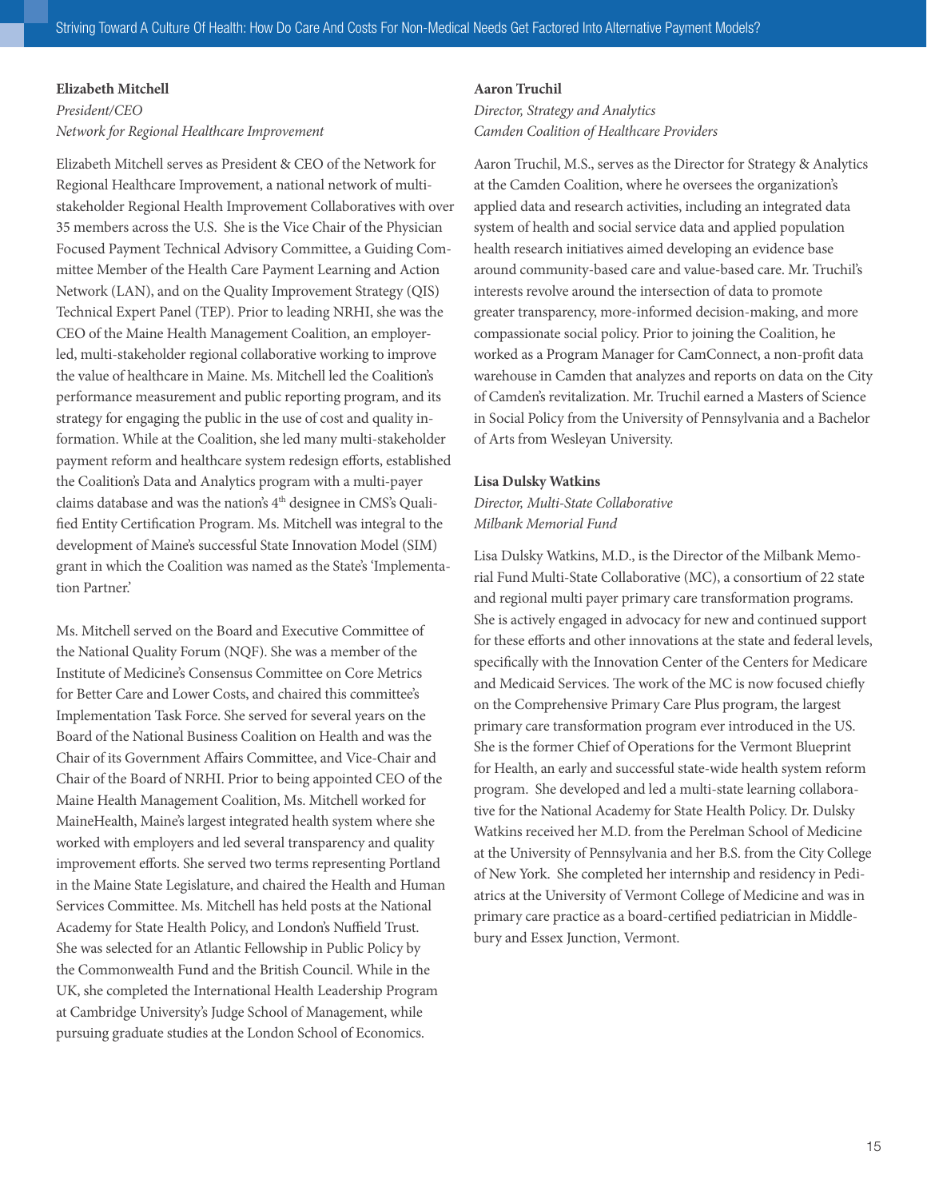**Elizabeth Mitchell**

*President/CEO*

*Network for Regional Healthcare Improvement*

Elizabeth Mitchell serves as President & CEO of the Network for Regional Healthcare Improvement, a national network of multi-stakeholder Regional Health Improvement Collaboratives with over 35 members across the U.S. She is the Vice Chair of the Physician Focused Payment Technical Advisory Committee, a Guiding Committee Member of the Health Care Payment Learning and Action Network (LAN), and on the Quality Improvement Strategy (QIS) Technical Expert Panel (TEP). Prior to leading NRHI, she was the CEO of the Maine Health Management Coalition, an employer-led, multi-stakeholder regional collaborative working to improve the value of healthcare in Maine. Ms. Mitchell led the Coalition's performance measurement and public reporting program, and its strategy for engaging the public in the use of cost and quality information. While at the Coalition, she led many multi-stakeholder payment reform and healthcare system redesign efforts, established the Coalition's Data and Analytics program with a multi-payer claims database and was the nation's 4th designee in CMS's Qualified Entity Certification Program. Ms. Mitchell was integral to the development of Maine's successful State Innovation Model (SIM) grant in which the Coalition was named as the State's 'Implementation Partner.'

Ms. Mitchell served on the Board and Executive Committee of the National Quality Forum (NQF). She was a member of the Institute of Medicine's Consensus Committee on Core Metrics for Better Care and Lower Costs, and chaired this committee's Implementation Task Force. She served for several years on the Board of the National Business Coalition on Health and was the Chair of its Government Affairs Committee, and Vice-Chair and Chair of the Board of NRHI. Prior to being appointed CEO of the Maine Health Management Coalition, Ms. Mitchell worked for MaineHealth, Maine's largest integrated health system where she worked with employers and led several transparency and quality improvement efforts. She served two terms representing Portland in the Maine State Legislature, and chaired the Health and Human Services Committee. Ms. Mitchell has held posts at the National Academy for State Health Policy, and London's Nuffield Trust. She was selected for an Atlantic Fellowship in Public Policy by the Commonwealth Fund and the British Council. While in the UK, she completed the International Health Leadership Program at Cambridge University's Judge School of Management, while pursuing graduate studies at the London School of Economics.

**Aaron Truchil**

*Director, Strategy and Analytics*

*Camden Coalition of Healthcare Providers*

Aaron Truchil, M.S., serves as the Director for Strategy & Analytics at the Camden Coalition, where he oversees the organization's applied data and research activities, including an integrated data system of health and social service data and applied population health research initiatives aimed developing an evidence base around community-based care and value-based care. Mr. Truchil's interests revolve around the intersection of data to promote greater transparency, more-informed decision-making, and more compassionate social policy. Prior to joining the Coalition, he worked as a Program Manager for CamConnect, a non-profit data warehouse in Camden that analyzes and reports on data on the City of Camden's revitalization. Mr. Truchil earned a Masters of Science in Social Policy from the University of Pennsylvania and a Bachelor of Arts from Wesleyan University.

**Lisa Dulsky Watkins**

*Director, Multi-State Collaborative*

*Milbank Memorial Fund*

Lisa Dulsky Watkins, M.D., is the Director of the Milbank Memorial Fund Multi-State Collaborative (MC), a consortium of 22 state and regional multi payer primary care transformation programs. She is actively engaged in advocacy for new and continued support for these efforts and other innovations at the state and federal levels, specifically with the Innovation Center of the Centers for Medicare and Medicaid Services. The work of the MC is now focused chiefly on the Comprehensive Primary Care Plus program, the largest primary care transformation program ever introduced in the US. She is the former Chief of Operations for the Vermont Blueprint for Health, an early and successful state-wide health system reform program. She developed and led a multi-state learning collaborative for the National Academy for State Health Policy. Dr. Dulsky Watkins received her M.D. from the Perelman School of Medicine at the University of Pennsylvania and her B.S. from the City College of New York. She completed her internship and residency in Pediatrics at the University of Vermont College of Medicine and was in primary care practice as a board-certified pediatrician in Middlebury and Essex Junction, Vermont.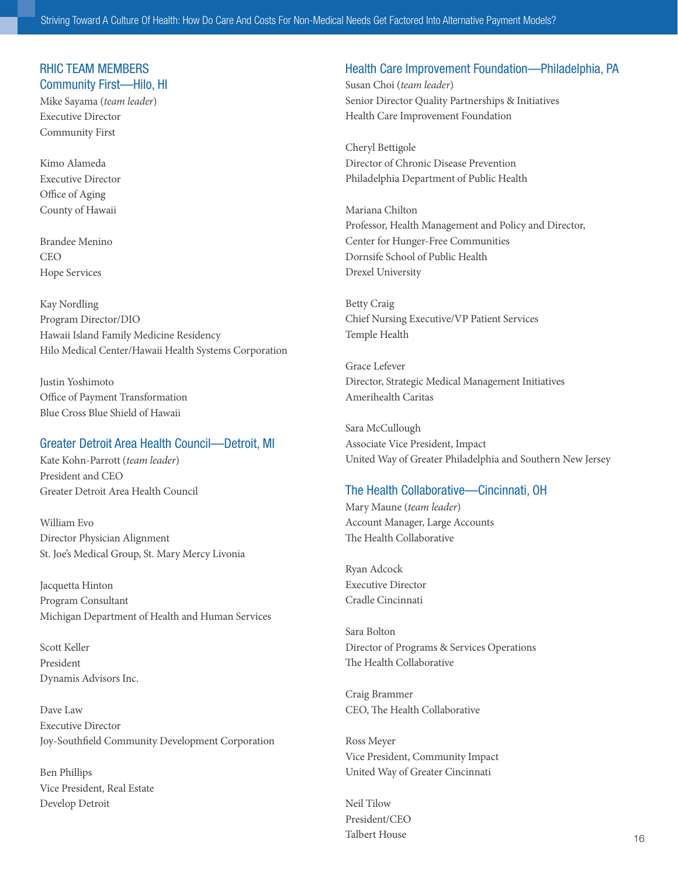## RHIC TEAM MEMBERS

### Community First—Hilo, HI

Mike Sayama (*team leader*)
Executive Director
Community First

Kimo Alameda
Executive Director
Office of Aging
County of Hawaii

Brandee Menino
CEO
Hope Services

Kay Nordling
Program Director/DIO
Hawaii Island Family Medicine Residency
Hilo Medical Center/Hawaii Health Systems Corporation

Justin Yoshimoto
Office of Payment Transformation
Blue Cross Blue Shield of Hawaii

### Greater Detroit Area Health Council—Detroit, MI

Kate Kohn-Parrott (*team leader*)
President and CEO
Greater Detroit Area Health Council

William Evo
Director Physician Alignment
St. Joe's Medical Group, St. Mary Mercy Livonia

Jacquetta Hinton
Program Consultant
Michigan Department of Health and Human Services

Scott Keller
President
Dynamis Advisors Inc.

Dave Law
Executive Director
Joy-Southfield Community Development Corporation

Ben Phillips
Vice President, Real Estate
Develop Detroit

### Health Care Improvement Foundation—Philadelphia, PA

Susan Choi (*team leader*)
Senior Director Quality Partnerships & Initiatives
Health Care Improvement Foundation

Cheryl Bettigole
Director of Chronic Disease Prevention
Philadelphia Department of Public Health

Mariana Chilton
Professor, Health Management and Policy and Director,
Center for Hunger-Free Communities
Dornsife School of Public Health
Drexel University

Betty Craig
Chief Nursing Executive/VP Patient Services
Temple Health

Grace Lefever
Director, Strategic Medical Management Initiatives
Amerihealth Caritas

Sara McCullough
Associate Vice President, Impact
United Way of Greater Philadelphia and Southern New Jersey

### The Health Collaborative—Cincinnati, OH

Mary Maune (*team leader*)
Account Manager, Large Accounts
The Health Collaborative

Ryan Adcock
Executive Director
Cradle Cincinnati

Sara Bolton
Director of Programs & Services Operations
The Health Collaborative

Craig Brammer
CEO, The Health Collaborative

Ross Meyer
Vice President, Community Impact
United Way of Greater Cincinnati

Neil Tilow
President/CEO
Talbert House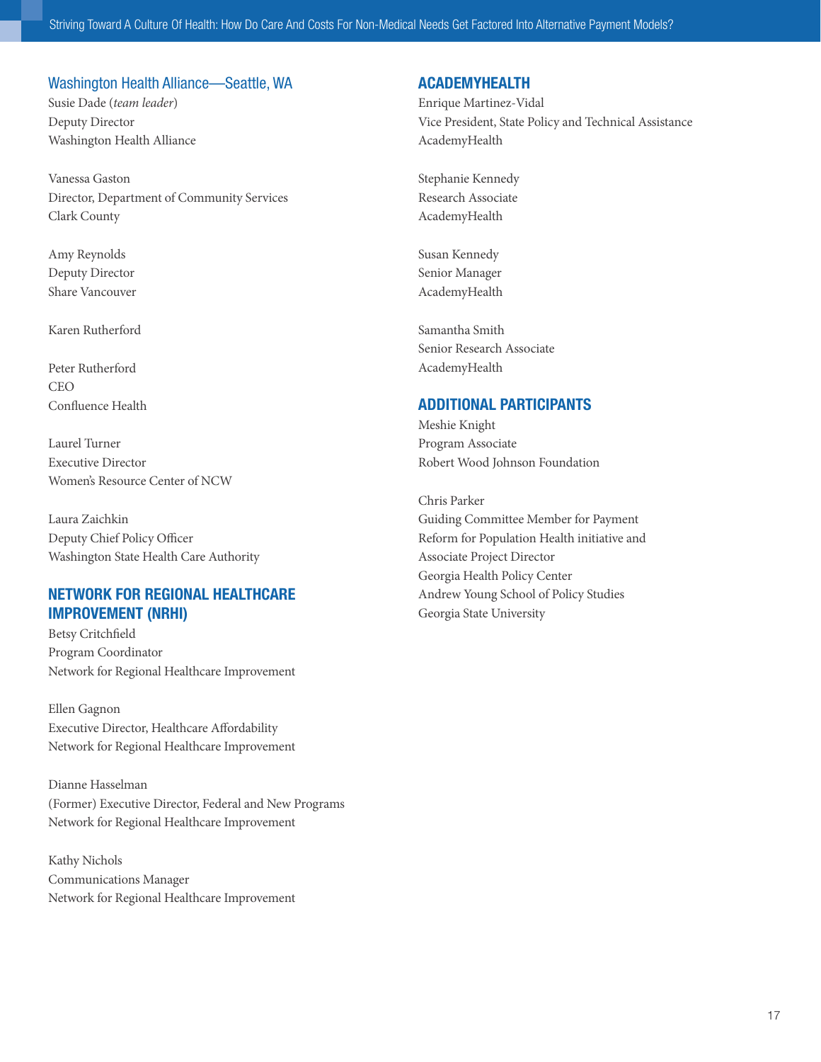### Washington Health Alliance—Seattle, WA

Susie Dade (*team leader*)
Deputy Director
Washington Health Alliance

Vanessa Gaston
Director, Department of Community Services
Clark County

Amy Reynolds
Deputy Director
Share Vancouver

Karen Rutherford

Peter Rutherford
CEO
Confluence Health

Laurel Turner
Executive Director
Women's Resource Center of NCW

Laura Zaichkin
Deputy Chief Policy Officer
Washington State Health Care Authority

## NETWORK FOR REGIONAL HEALTHCARE IMPROVEMENT (NRHI)

Betsy Critchfield
Program Coordinator
Network for Regional Healthcare Improvement

Ellen Gagnon
Executive Director, Healthcare Affordability
Network for Regional Healthcare Improvement

Dianne Hasselman
(Former) Executive Director, Federal and New Programs
Network for Regional Healthcare Improvement

Kathy Nichols
Communications Manager
Network for Regional Healthcare Improvement

## ACADEMYHEALTH

Enrique Martinez-Vidal
Vice President, State Policy and Technical Assistance
AcademyHealth

Stephanie Kennedy
Research Associate
AcademyHealth

Susan Kennedy
Senior Manager
AcademyHealth

Samantha Smith
Senior Research Associate
AcademyHealth

## ADDITIONAL PARTICIPANTS

Meshie Knight
Program Associate
Robert Wood Johnson Foundation

Chris Parker
Guiding Committee Member for Payment Reform for Population Health initiative and Associate Project Director
Georgia Health Policy Center
Andrew Young School of Policy Studies
Georgia State University